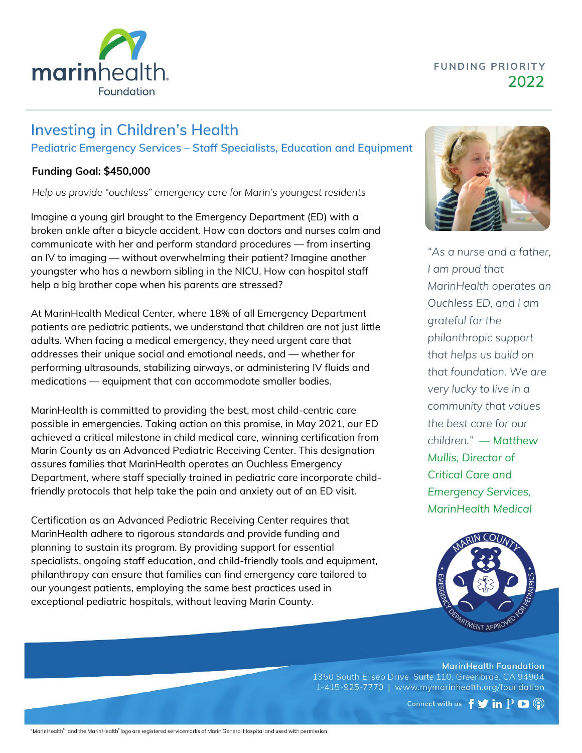marinhealth Foundation

FUNDING PRIORITY
2022

# Investing in Children's Health

## Pediatric Emergency Services – Staff Specialists, Education and Equipment

**Funding Goal: $450,000**

*Help us provide "ouchless" emergency care for Marin's youngest residents*

Imagine a young girl brought to the Emergency Department (ED) with a broken ankle after a bicycle accident. How can doctors and nurses calm and communicate with her and perform standard procedures — from inserting an IV to imaging — without overwhelming their patient? Imagine another youngster who has a newborn sibling in the NICU. How can hospital staff help a big brother cope when his parents are stressed?

At MarinHealth Medical Center, where 18% of all Emergency Department patients are pediatric patients, we understand that children are not just little adults. When facing a medical emergency, they need urgent care that addresses their unique social and emotional needs, and — whether for performing ultrasounds, stabilizing airways, or administering IV fluids and medications — equipment that can accommodate smaller bodies.

MarinHealth is committed to providing the best, most child-centric care possible in emergencies. Taking action on this promise, in May 2021, our ED achieved a critical milestone in child medical care, winning certification from Marin County as an Advanced Pediatric Receiving Center. This designation assures families that MarinHealth operates an Ouchless Emergency Department, where staff specially trained in pediatric care incorporate child-friendly protocols that help take the pain and anxiety out of an ED visit.

Certification as an Advanced Pediatric Receiving Center requires that MarinHealth adhere to rigorous standards and provide funding and planning to sustain its program. By providing support for essential specialists, ongoing staff education, and child-friendly tools and equipment, philanthropy can ensure that families can find emergency care tailored to our youngest patients, employing the same best practices used in exceptional pediatric hospitals, without leaving Marin County.

*"As a nurse and a father, I am proud that MarinHealth operates an Ouchless ED, and I am grateful for the philanthropic support that helps us build on that foundation. We are very lucky to live in a community that values the best care for our children." — Matthew Mullis, Director of Critical Care and Emergency Services, MarinHealth Medical*

MARIN COUNTY EMERGENCY DEPARTMENT APPROVED FOR PEDIATRICS

**MarinHealth Foundation**
1350 South Eliseo Drive, Suite 110, Greenbrae, CA 94904
1-415-925-7770 | www.mymarinhealth.org/foundation

Connect with us

"MarinHealth™" and the MarinHealth® logo are registered servicemarks of Marin General Hospital and used with permission.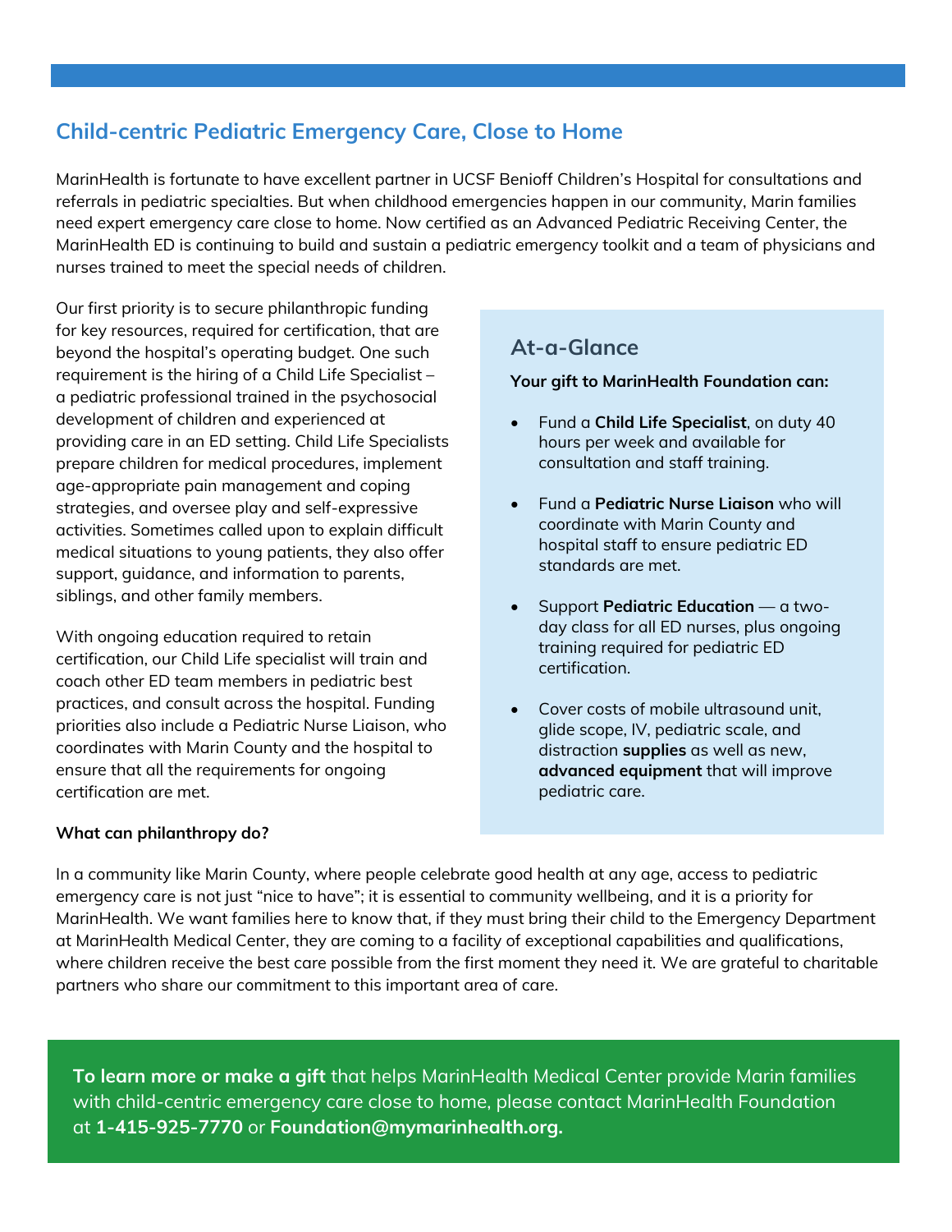## Child-centric Pediatric Emergency Care, Close to Home

MarinHealth is fortunate to have excellent partner in UCSF Benioff Children's Hospital for consultations and referrals in pediatric specialties. But when childhood emergencies happen in our community, Marin families need expert emergency care close to home. Now certified as an Advanced Pediatric Receiving Center, the MarinHealth ED is continuing to build and sustain a pediatric emergency toolkit and a team of physicians and nurses trained to meet the special needs of children.

Our first priority is to secure philanthropic funding for key resources, required for certification, that are beyond the hospital's operating budget. One such requirement is the hiring of a Child Life Specialist – a pediatric professional trained in the psychosocial development of children and experienced at providing care in an ED setting. Child Life Specialists prepare children for medical procedures, implement age-appropriate pain management and coping strategies, and oversee play and self-expressive activities. Sometimes called upon to explain difficult medical situations to young patients, they also offer support, guidance, and information to parents, siblings, and other family members.

With ongoing education required to retain certification, our Child Life specialist will train and coach other ED team members in pediatric best practices, and consult across the hospital. Funding priorities also include a Pediatric Nurse Liaison, who coordinates with Marin County and the hospital to ensure that all the requirements for ongoing certification are met.

### At-a-Glance

**Your gift to MarinHealth Foundation can:**

- Fund a **Child Life Specialist**, on duty 40 hours per week and available for consultation and staff training.
- Fund a **Pediatric Nurse Liaison** who will coordinate with Marin County and hospital staff to ensure pediatric ED standards are met.
- Support **Pediatric Education** — a two-day class for all ED nurses, plus ongoing training required for pediatric ED certification.
- Cover costs of mobile ultrasound unit, glide scope, IV, pediatric scale, and distraction **supplies** as well as new, **advanced equipment** that will improve pediatric care.

**What can philanthropy do?**

In a community like Marin County, where people celebrate good health at any age, access to pediatric emergency care is not just "nice to have"; it is essential to community wellbeing, and it is a priority for MarinHealth. We want families here to know that, if they must bring their child to the Emergency Department at MarinHealth Medical Center, they are coming to a facility of exceptional capabilities and qualifications, where children receive the best care possible from the first moment they need it. We are grateful to charitable partners who share our commitment to this important area of care.

**To learn more or make a gift** that helps MarinHealth Medical Center provide Marin families with child-centric emergency care close to home, please contact MarinHealth Foundation at **1-415-925-7770** or **Foundation@mymarinhealth.org.**